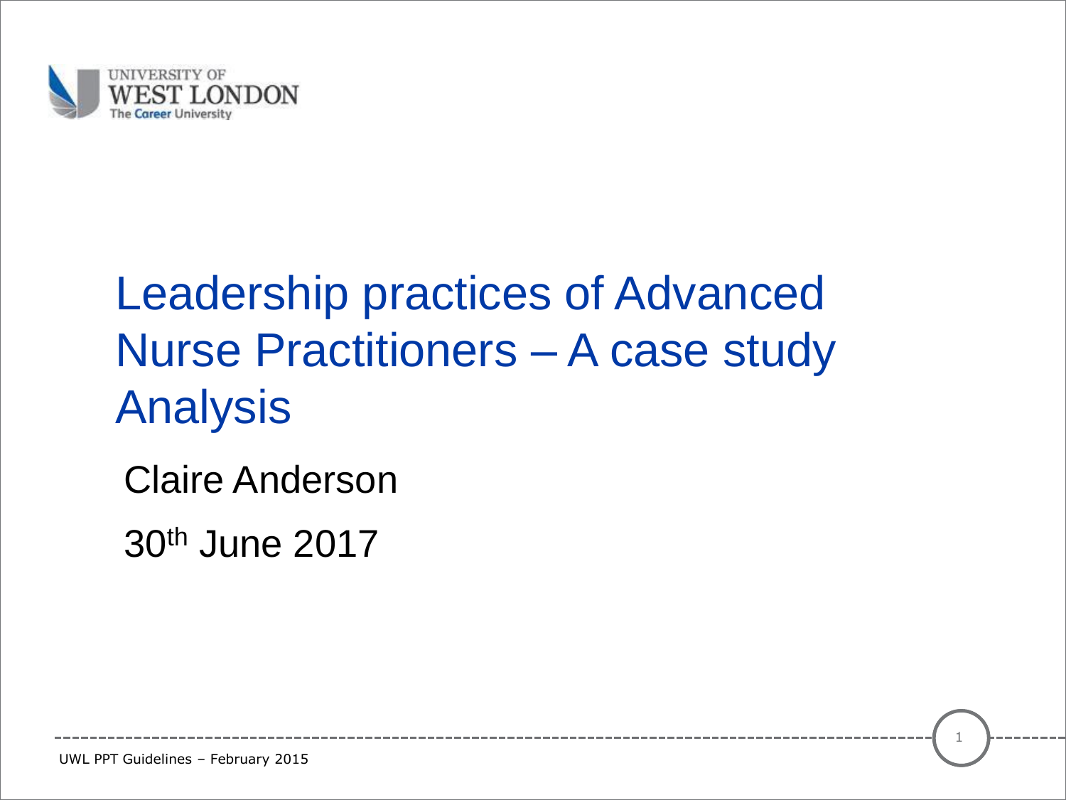UNIVERSITY OF
WEST LONDON
The Career University

# Leadership practices of Advanced Nurse Practitioners – A case study Analysis

Claire Anderson

30th June 2017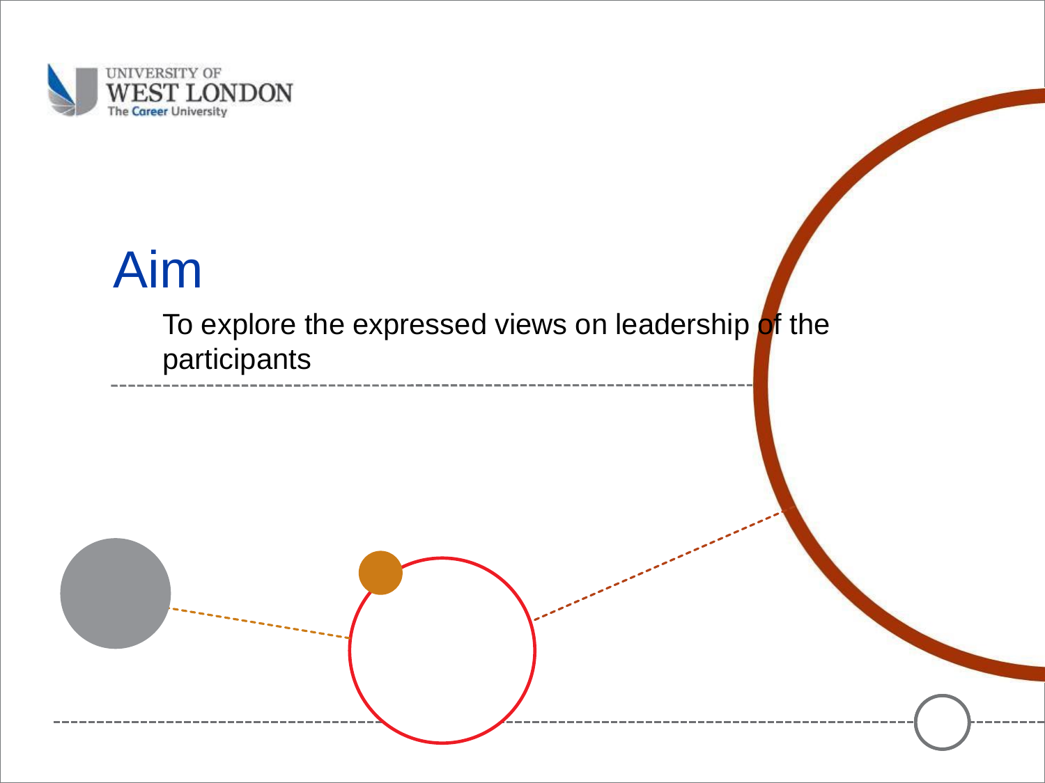# Aim

To explore the expressed views on leadership of the participants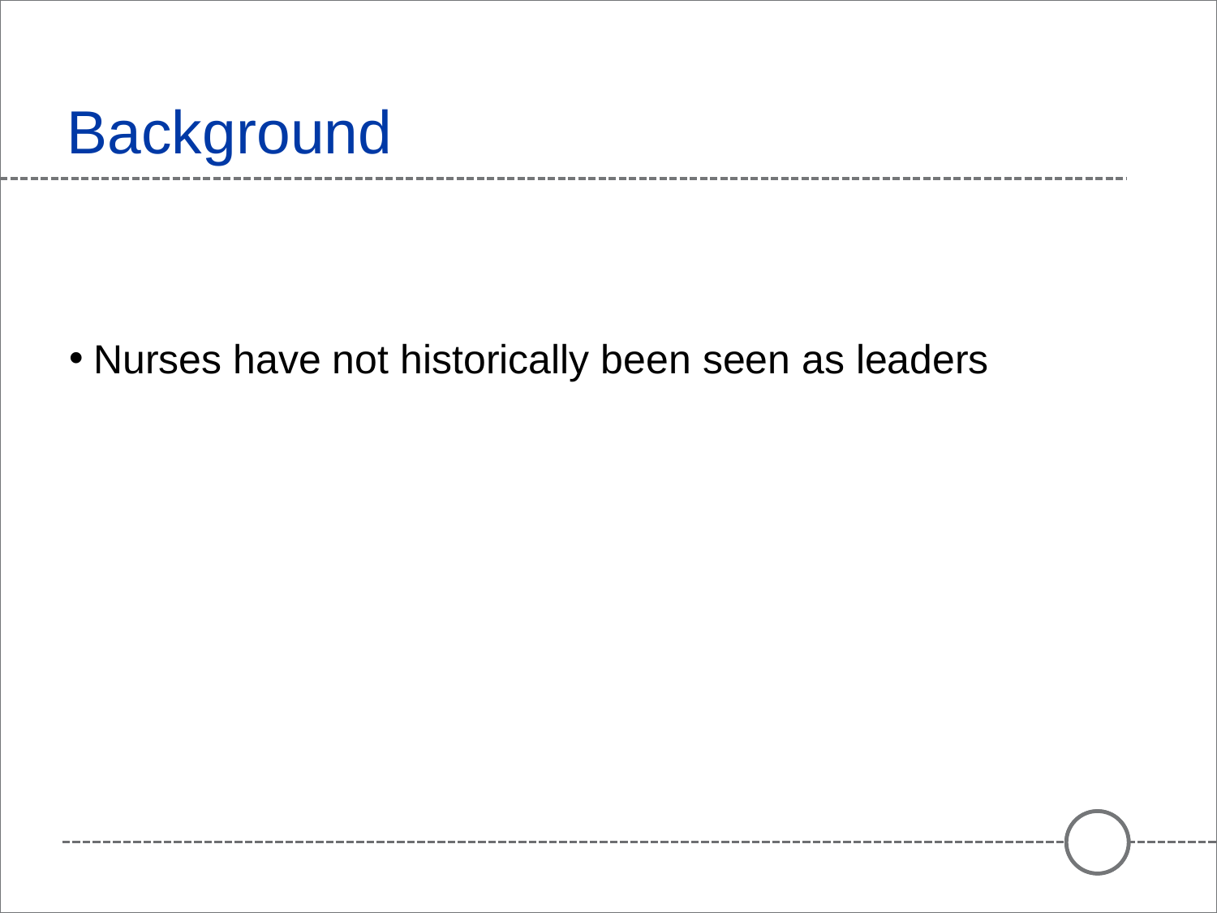# Background

- Nurses have not historically been seen as leaders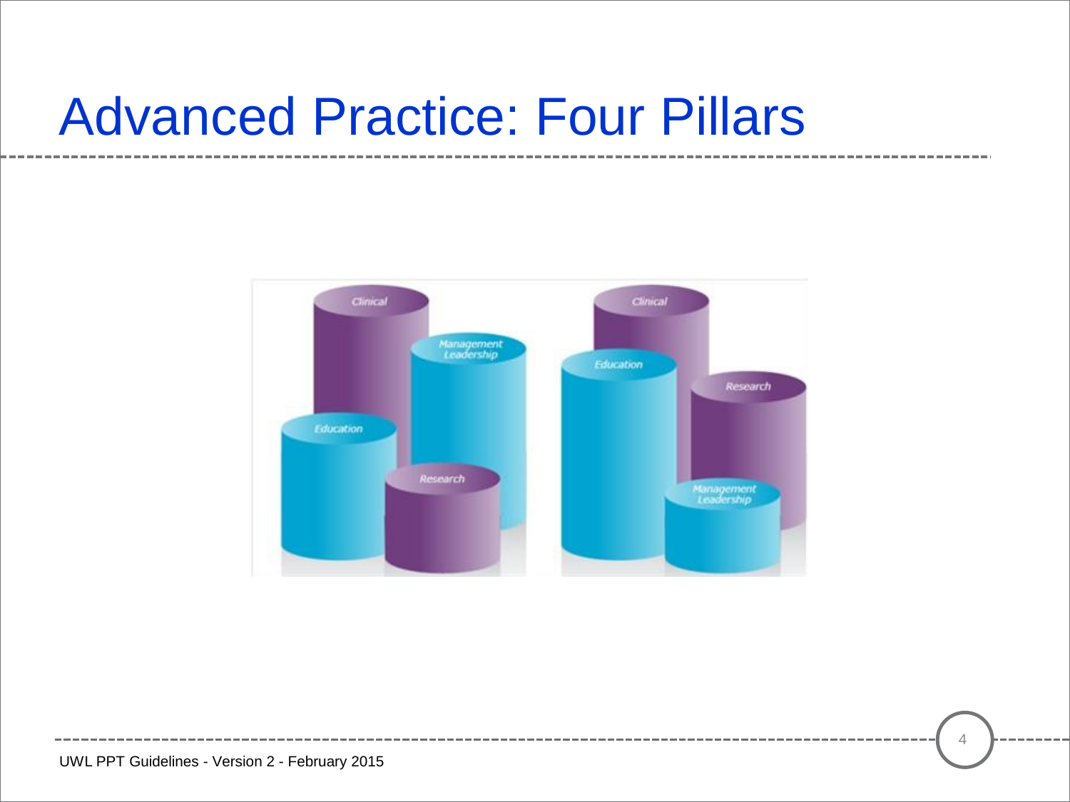# Advanced Practice: Four Pillars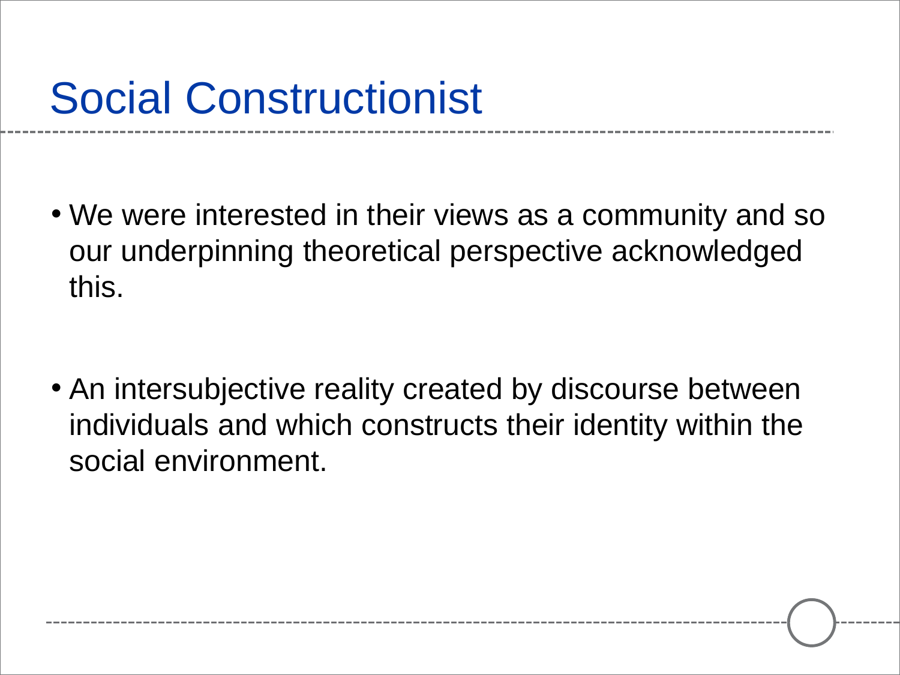# Social Constructionist

- We were interested in their views as a community and so our underpinning theoretical perspective acknowledged this.

- An intersubjective reality created by discourse between individuals and which constructs their identity within the social environment.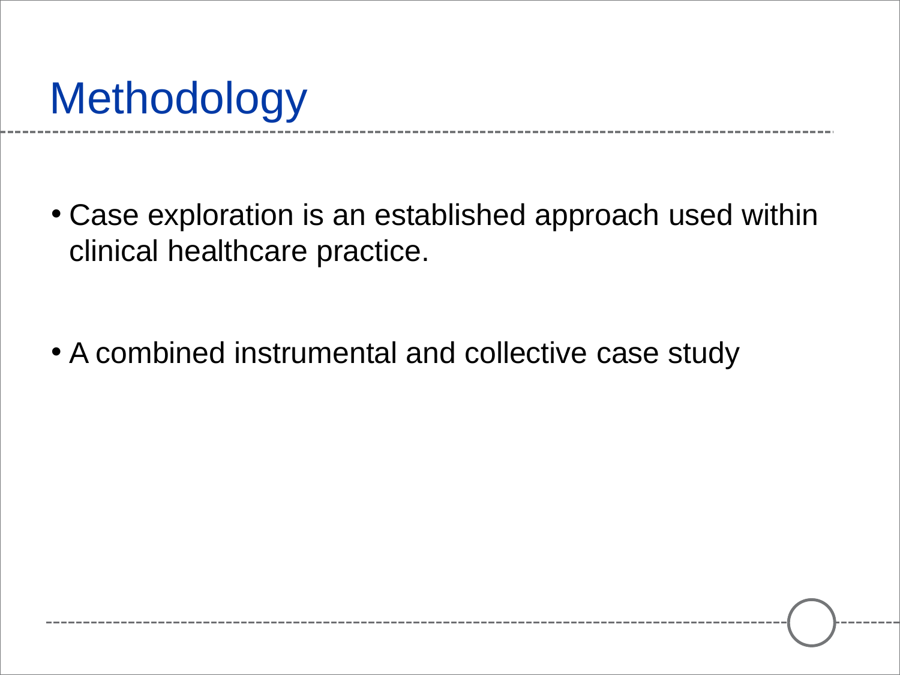# Methodology

- Case exploration is an established approach used within clinical healthcare practice.
- A combined instrumental and collective case study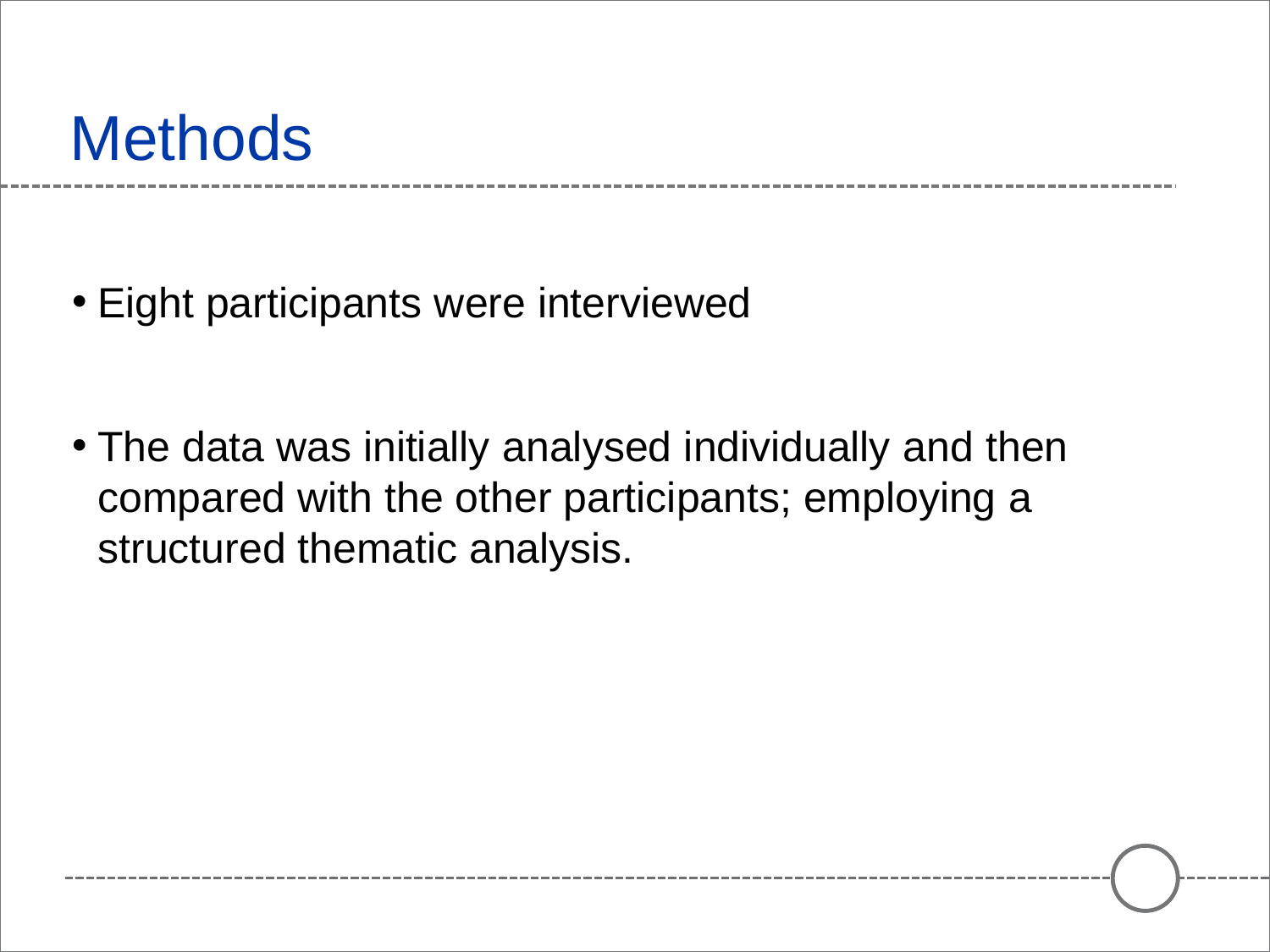# Methods

- Eight participants were interviewed

- The data was initially analysed individually and then compared with the other participants; employing a structured thematic analysis.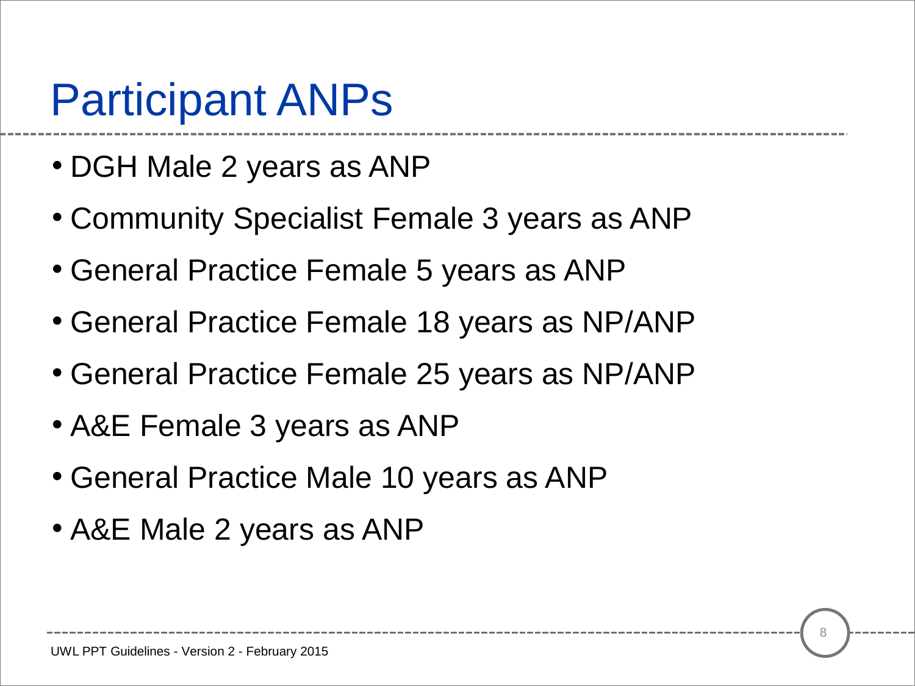# Participant ANPs

- DGH Male 2 years as ANP
- Community Specialist Female 3 years as ANP
- General Practice Female 5 years as ANP
- General Practice Female 18 years as NP/ANP
- General Practice Female 25 years as NP/ANP
- A&E Female 3 years as ANP
- General Practice Male 10 years as ANP
- A&E Male 2 years as ANP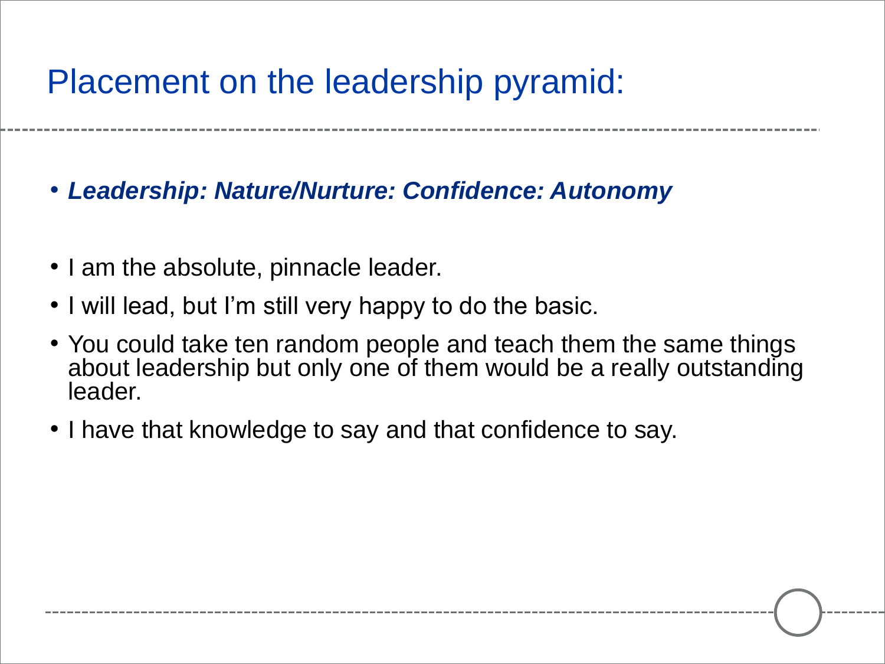# Placement on the leadership pyramid:

- ***Leadership: Nature/Nurture: Confidence: Autonomy***

- I am the absolute, pinnacle leader.
- I will lead, but I'm still very happy to do the basic.
- You could take ten random people and teach them the same things about leadership but only one of them would be a really outstanding leader.
- I have that knowledge to say and that confidence to say.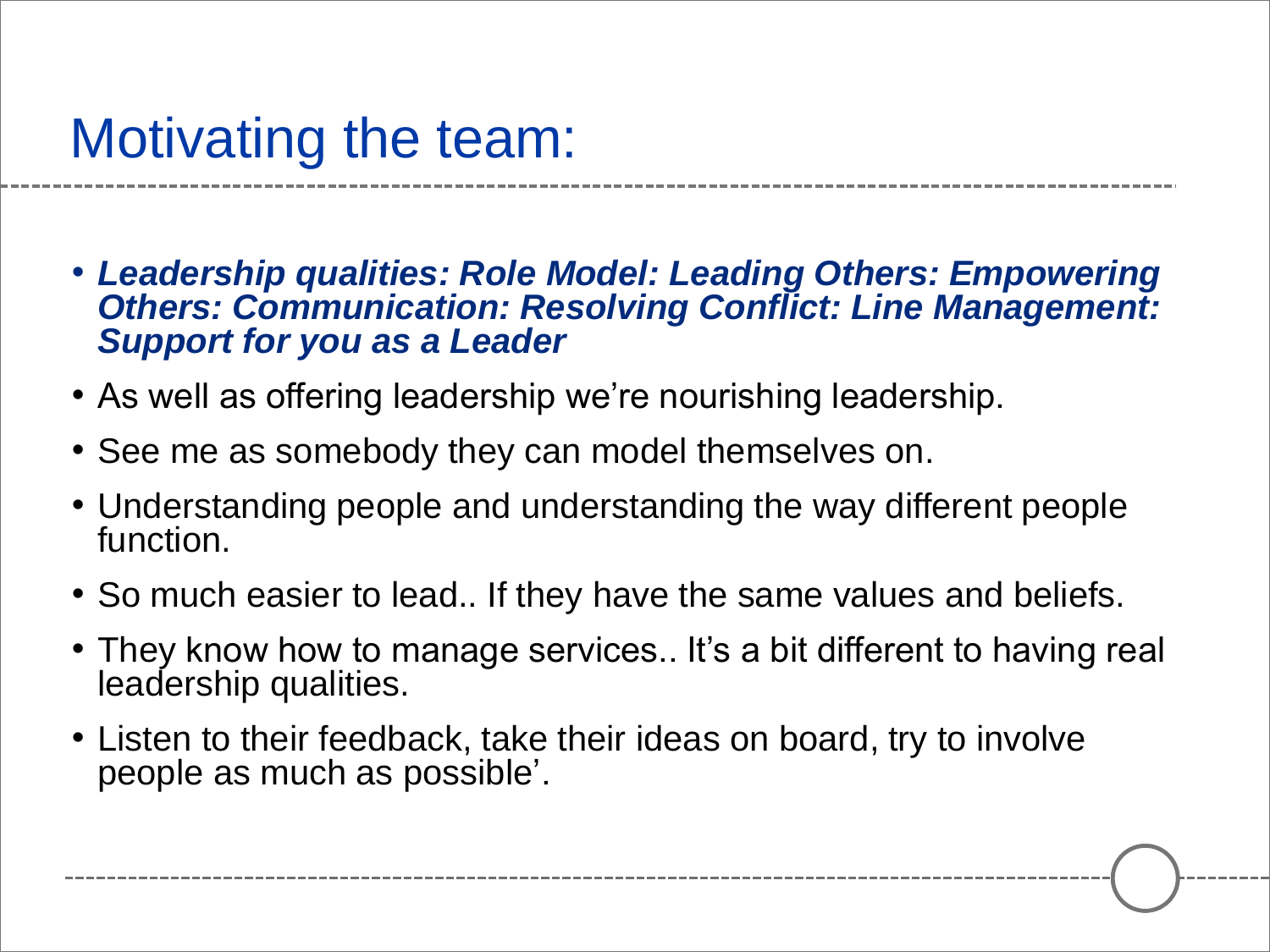# Motivating the team:

- ***Leadership qualities: Role Model: Leading Others: Empowering Others: Communication: Resolving Conflict: Line Management: Support for you as a Leader***
- As well as offering leadership we're nourishing leadership.
- See me as somebody they can model themselves on.
- Understanding people and understanding the way different people function.
- So much easier to lead.. If they have the same values and beliefs.
- They know how to manage services.. It's a bit different to having real leadership qualities.
- Listen to their feedback, take their ideas on board, try to involve people as much as possible'.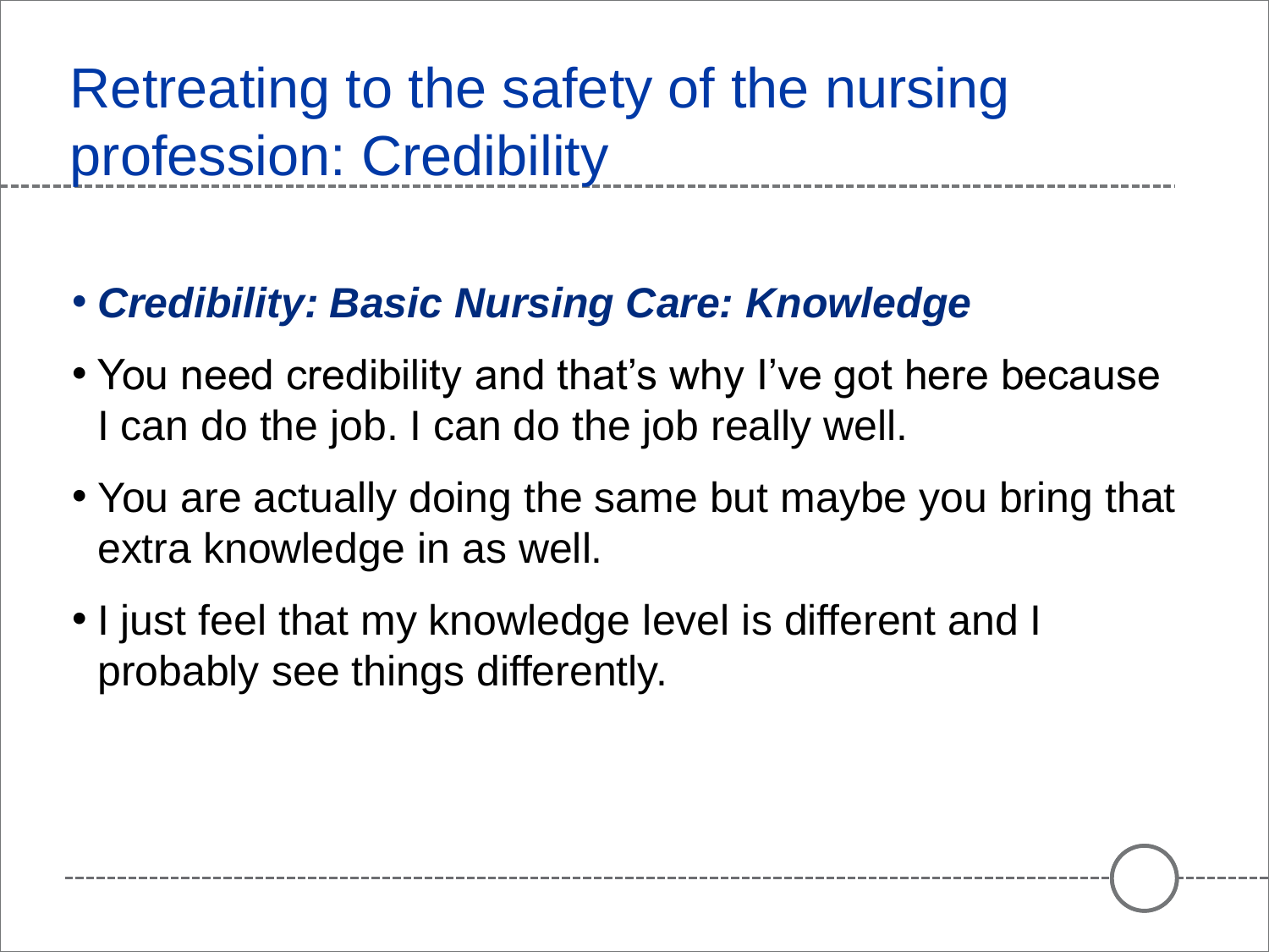# Retreating to the safety of the nursing profession: Credibility

- ***Credibility: Basic Nursing Care: Knowledge***
- You need credibility and that's why I've got here because I can do the job. I can do the job really well.
- You are actually doing the same but maybe you bring that extra knowledge in as well.
- I just feel that my knowledge level is different and I probably see things differently.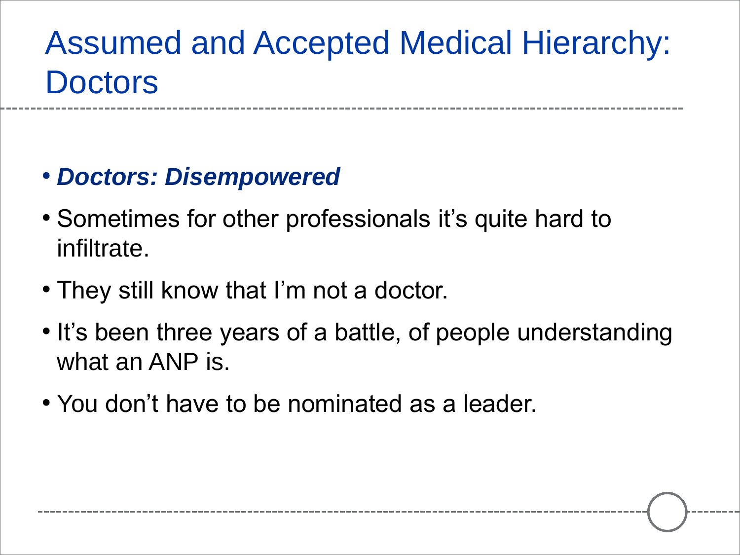# Assumed and Accepted Medical Hierarchy: Doctors

- ***Doctors: Disempowered***
- Sometimes for other professionals it's quite hard to infiltrate.
- They still know that I'm not a doctor.
- It's been three years of a battle, of people understanding what an ANP is.
- You don't have to be nominated as a leader.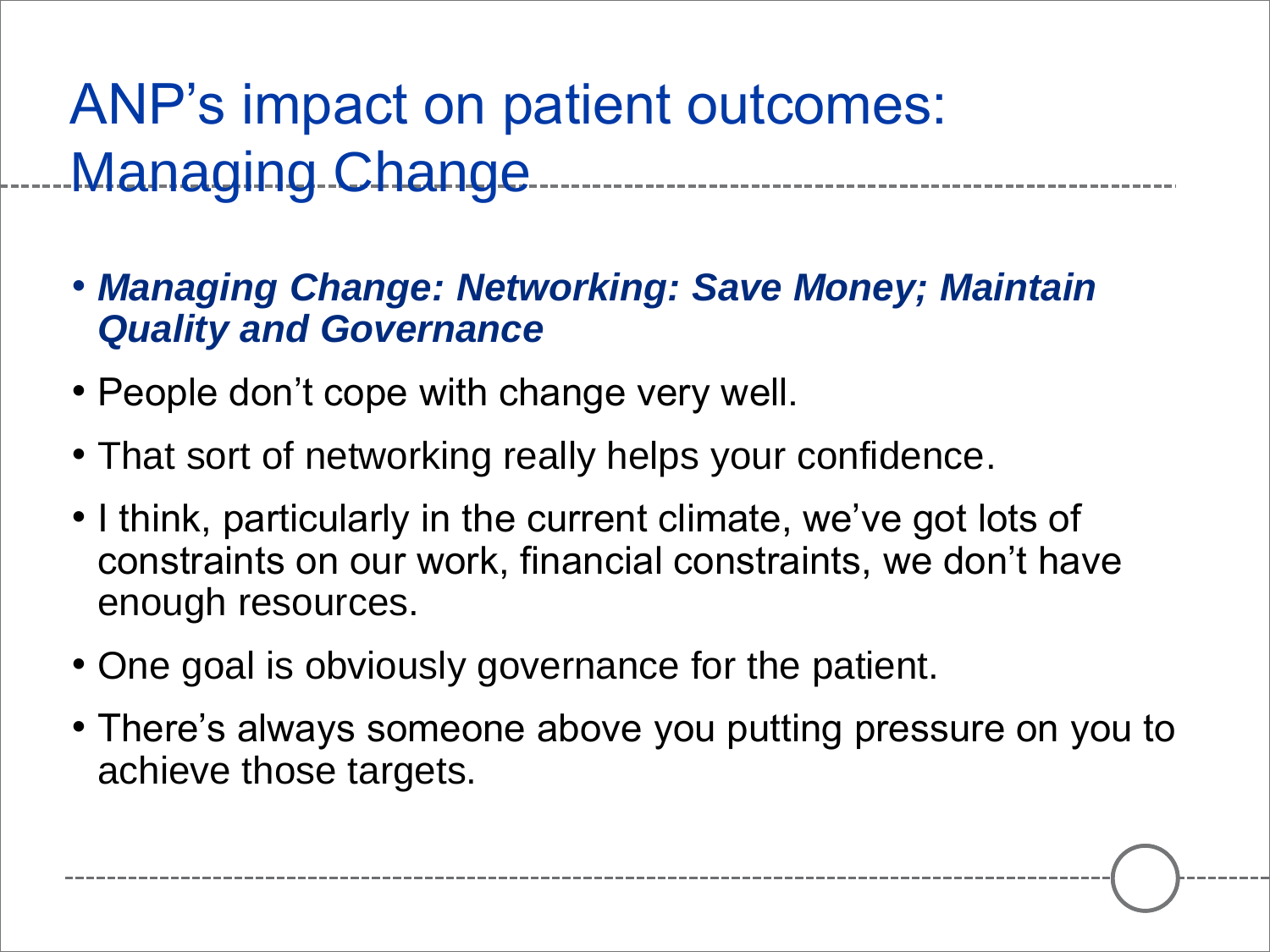# ANP's impact on patient outcomes: Managing Change

- ***Managing Change: Networking: Save Money; Maintain Quality and Governance***
- People don't cope with change very well.
- That sort of networking really helps your confidence.
- I think, particularly in the current climate, we've got lots of constraints on our work, financial constraints, we don't have enough resources.
- One goal is obviously governance for the patient.
- There's always someone above you putting pressure on you to achieve those targets.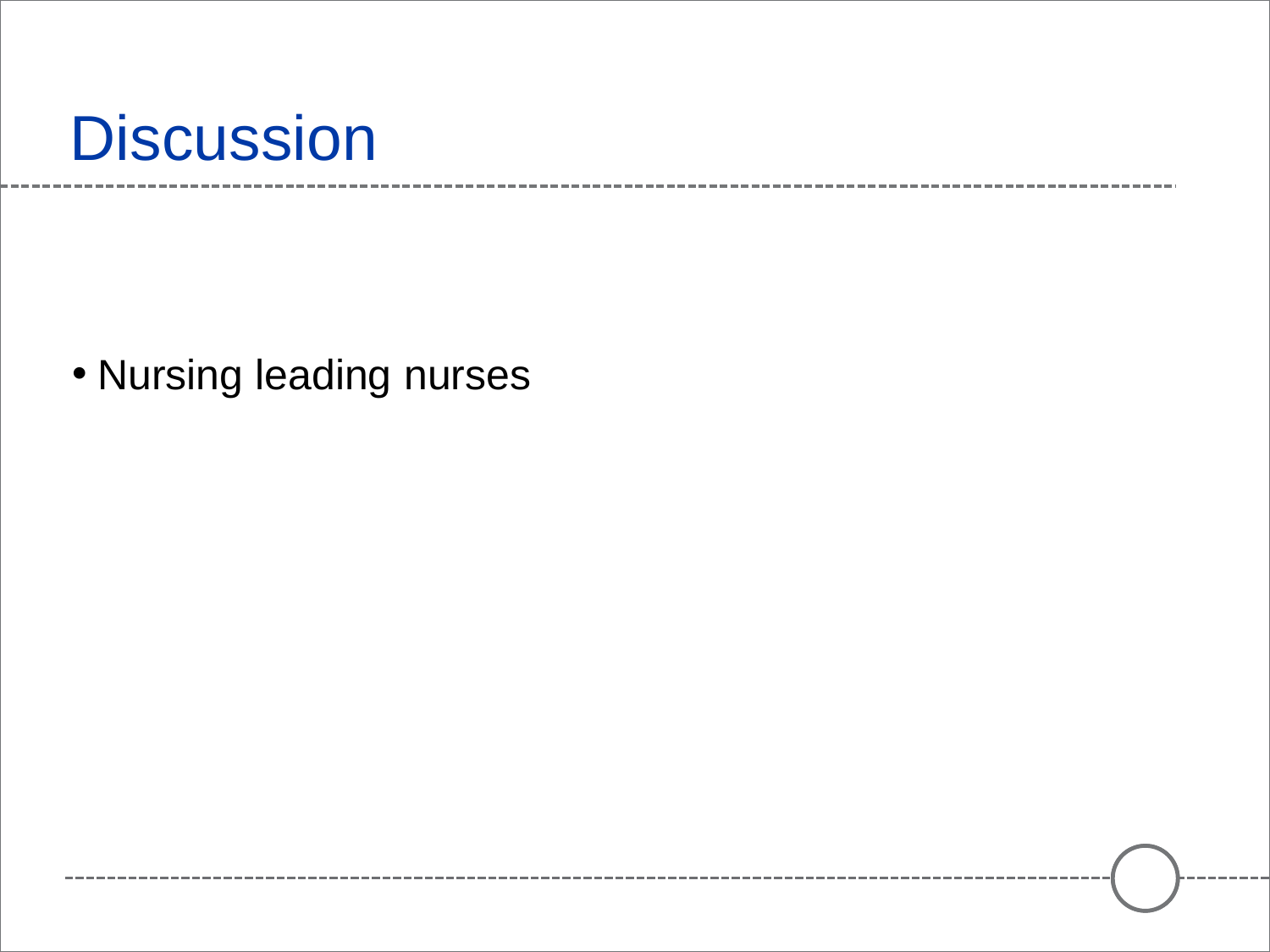# Discussion

- Nursing leading nurses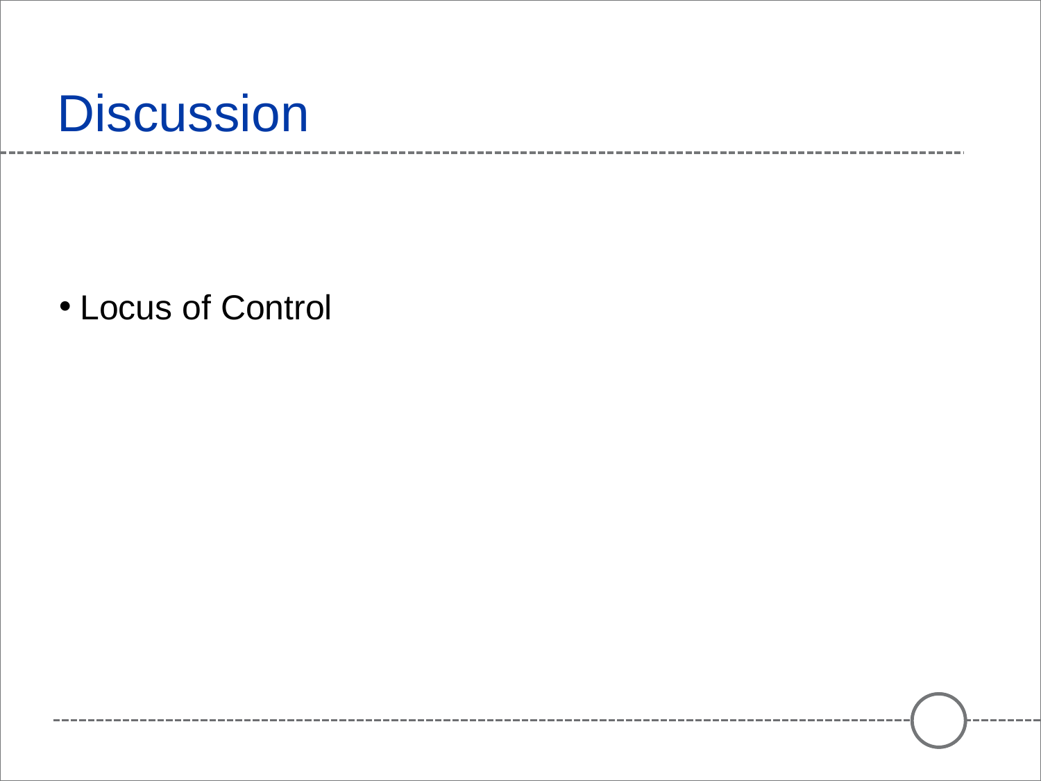# Discussion

- Locus of Control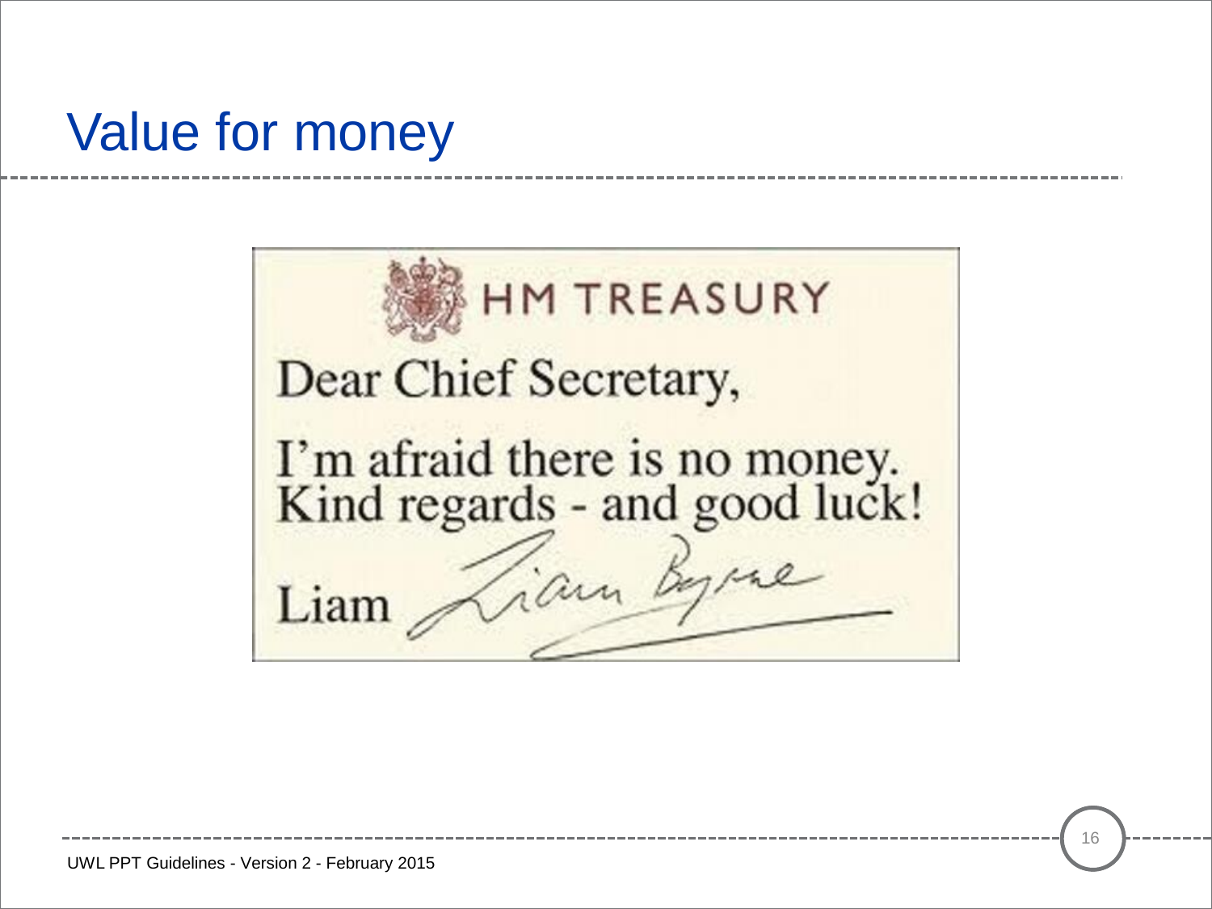# Value for money

HM TREASURY

Dear Chief Secretary,

I'm afraid there is no money.
Kind regards - and good luck!

Liam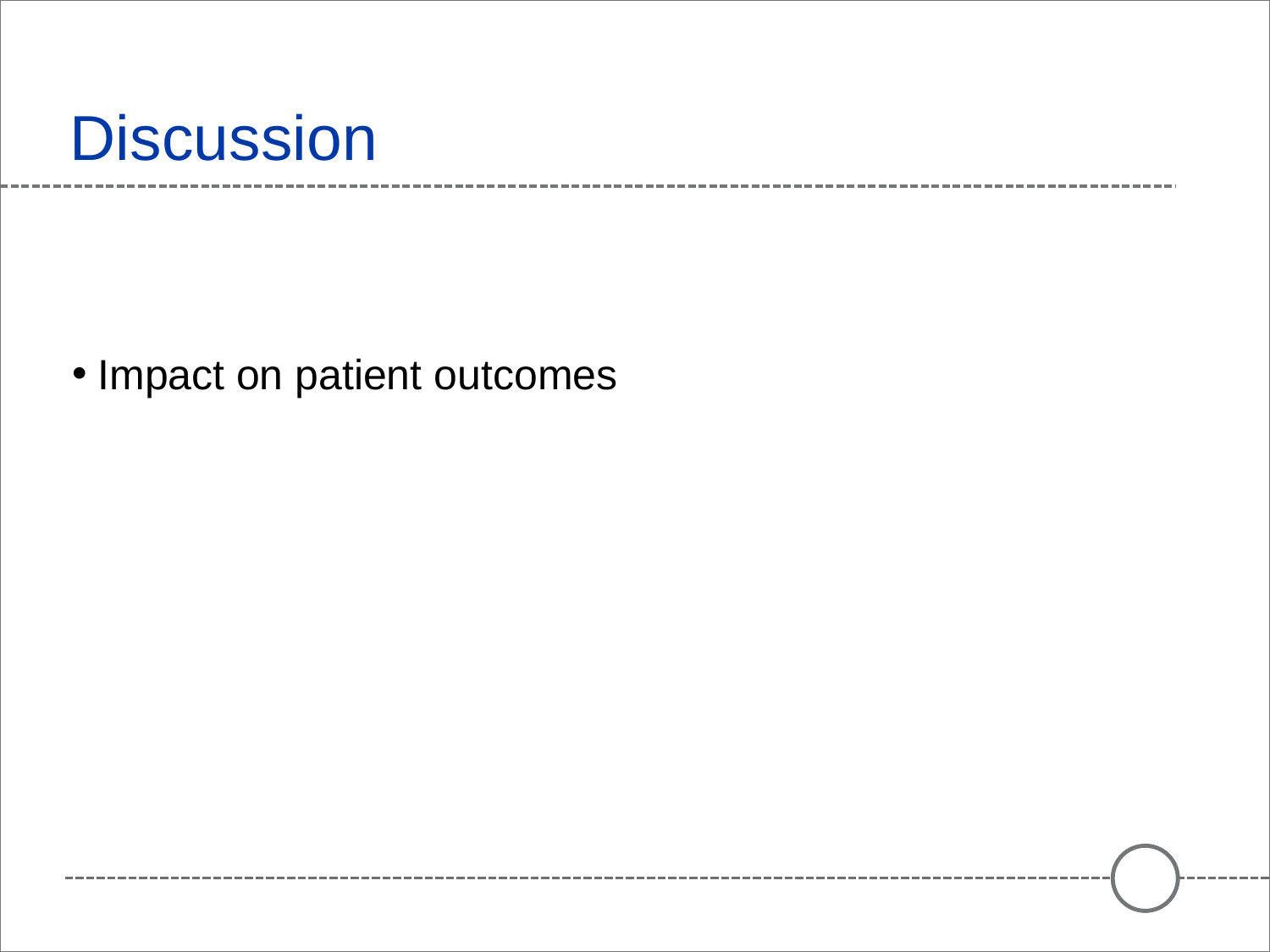# Discussion

- Impact on patient outcomes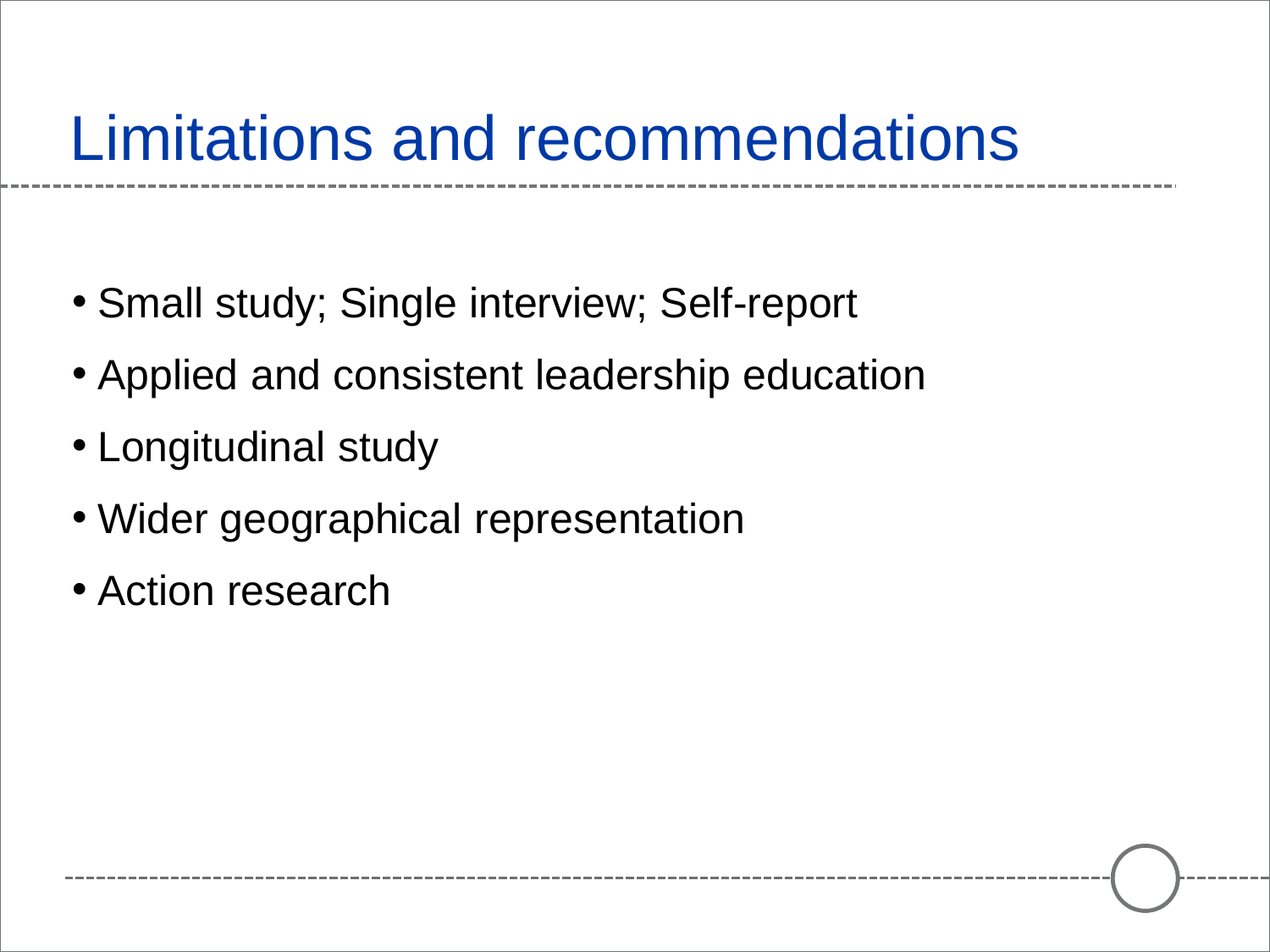# Limitations and recommendations

- Small study; Single interview; Self-report
- Applied and consistent leadership education
- Longitudinal study
- Wider geographical representation
- Action research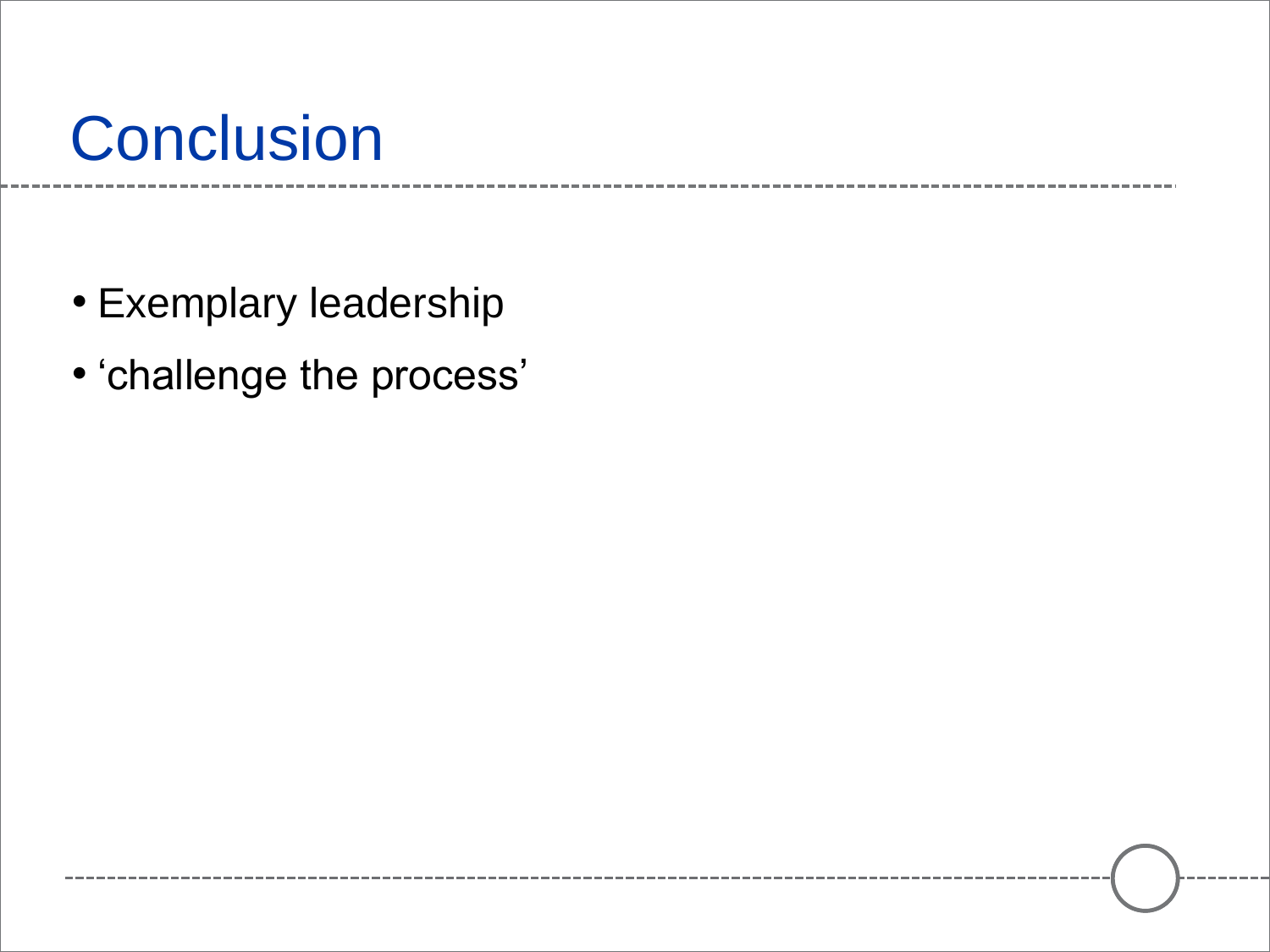# Conclusion

- Exemplary leadership
- ‘challenge the process’